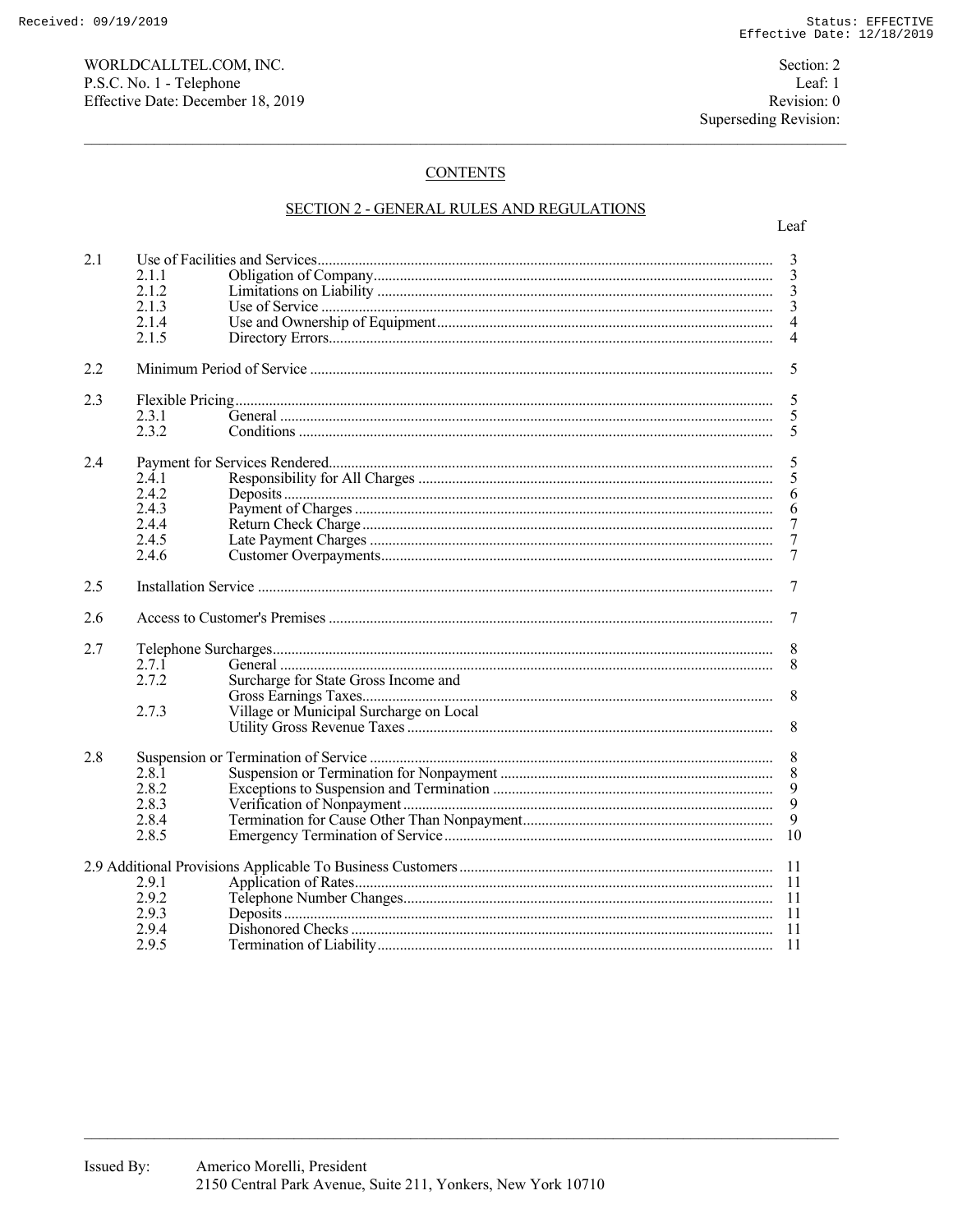WORLDCALLTEL.COM, INC.
P.S.C. No. 1 - Telephone
Effective Date: December 18, 2019

Section: 2
Leaf: 1
Revision: 0
Superseding Revision:

## CONTENTS

### SECTION 2 - GENERAL RULES AND REGULATIONS

| | | | Leaf |
|---|---|---|---|
| 2.1 | | Use of Facilities and Services | 3 |
| | 2.1.1 | Obligation of Company | 3 |
| | 2.1.2 | Limitations on Liability | 3 |
| | 2.1.3 | Use of Service | 3 |
| | 2.1.4 | Use and Ownership of Equipment | 4 |
| | 2.1.5 | Directory Errors | 4 |
| 2.2 | | Minimum Period of Service | 5 |
| 2.3 | | Flexible Pricing | 5 |
| | 2.3.1 | General | 5 |
| | 2.3.2 | Conditions | 5 |
| 2.4 | | Payment for Services Rendered | 5 |
| | 2.4.1 | Responsibility for All Charges | 5 |
| | 2.4.2 | Deposits | 6 |
| | 2.4.3 | Payment of Charges | 6 |
| | 2.4.4 | Return Check Charge | 7 |
| | 2.4.5 | Late Payment Charges | 7 |
| | 2.4.6 | Customer Overpayments | 7 |
| 2.5 | | Installation Service | 7 |
| 2.6 | | Access to Customer's Premises | 7 |
| 2.7 | | Telephone Surcharges | 8 |
| | 2.7.1 | General | 8 |
| | 2.7.2 | Surcharge for State Gross Income and Gross Earnings Taxes | 8 |
| | 2.7.3 | Village or Municipal Surcharge on Local Utility Gross Revenue Taxes | 8 |
| 2.8 | | Suspension or Termination of Service | 8 |
| | 2.8.1 | Suspension or Termination for Nonpayment | 8 |
| | 2.8.2 | Exceptions to Suspension and Termination | 9 |
| | 2.8.3 | Verification of Nonpayment | 9 |
| | 2.8.4 | Termination for Cause Other Than Nonpayment | 9 |
| | 2.8.5 | Emergency Termination of Service | 10 |
| 2.9 | | Additional Provisions Applicable To Business Customers | 11 |
| | 2.9.1 | Application of Rates | 11 |
| | 2.9.2 | Telephone Number Changes | 11 |
| | 2.9.3 | Deposits | 11 |
| | 2.9.4 | Dishonored Checks | 11 |
| | 2.9.5 | Termination of Liability | 11 |

Issued By: Americo Morelli, President
2150 Central Park Avenue, Suite 211, Yonkers, New York 10710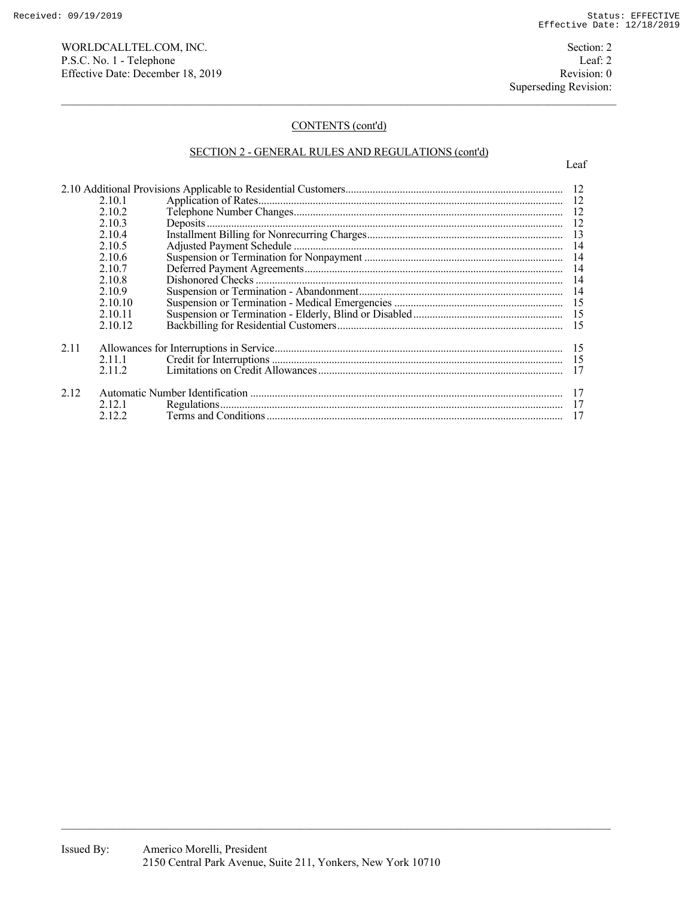## CONTENTS (cont'd)

### SECTION 2 - GENERAL RULES AND REGULATIONS (cont'd)

| | | | Leaf |
|---|---|---|---|
| 2.10 | | Additional Provisions Applicable to Residential Customers | 12 |
| | 2.10.1 | Application of Rates | 12 |
| | 2.10.2 | Telephone Number Changes | 12 |
| | 2.10.3 | Deposits | 12 |
| | 2.10.4 | Installment Billing for Nonrecurring Charges | 13 |
| | 2.10.5 | Adjusted Payment Schedule | 14 |
| | 2.10.6 | Suspension or Termination for Nonpayment | 14 |
| | 2.10.7 | Deferred Payment Agreements | 14 |
| | 2.10.8 | Dishonored Checks | 14 |
| | 2.10.9 | Suspension or Termination - Abandonment | 14 |
| | 2.10.10 | Suspension or Termination - Medical Emergencies | 15 |
| | 2.10.11 | Suspension or Termination - Elderly, Blind or Disabled | 15 |
| | 2.10.12 | Backbilling for Residential Customers | 15 |
| 2.11 | | Allowances for Interruptions in Service | 15 |
| | 2.11.1 | Credit for Interruptions | 15 |
| | 2.11.2 | Limitations on Credit Allowances | 17 |
| 2.12 | | Automatic Number Identification | 17 |
| | 2.12.1 | Regulations | 17 |
| | 2.12.2 | Terms and Conditions | 17 |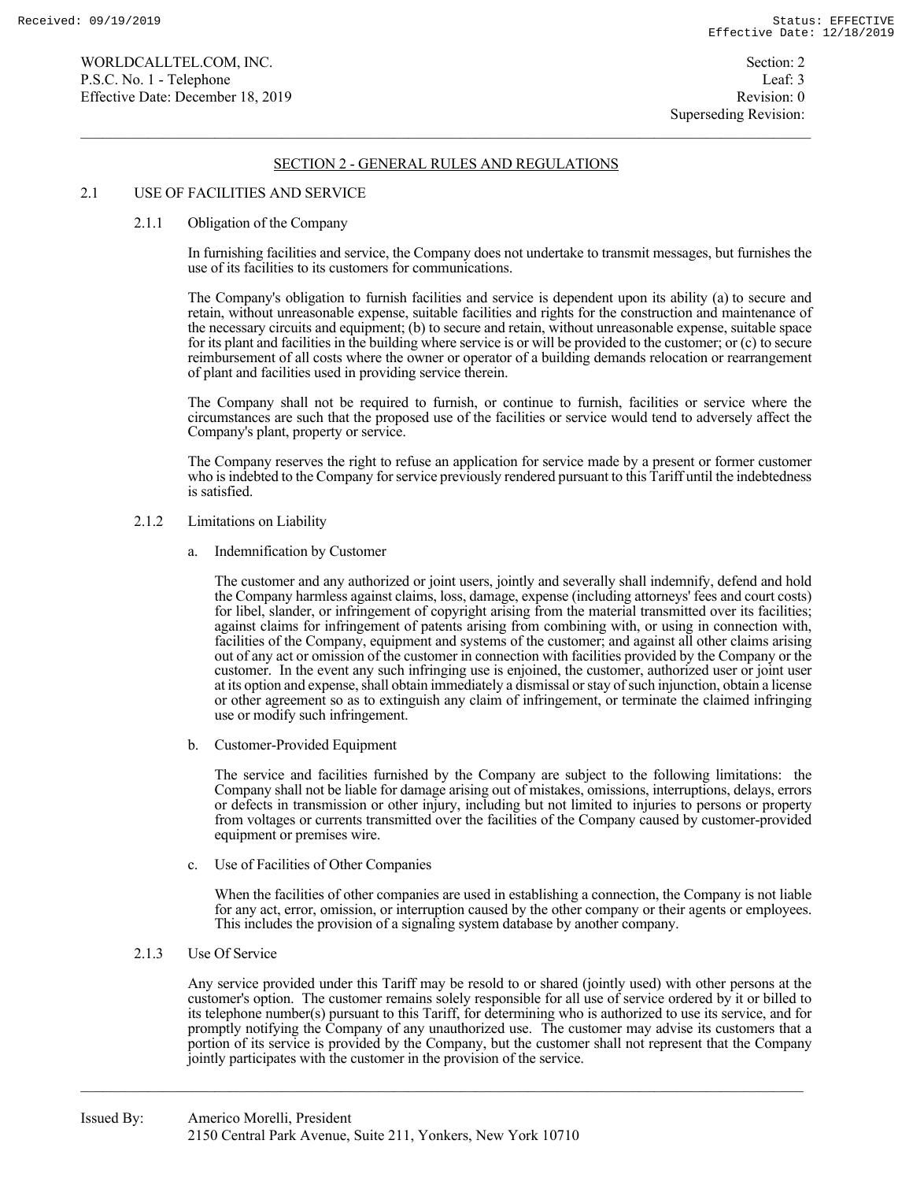## SECTION 2 - GENERAL RULES AND REGULATIONS

### 2.1 USE OF FACILITIES AND SERVICE

#### 2.1.1 Obligation of the Company

In furnishing facilities and service, the Company does not undertake to transmit messages, but furnishes the use of its facilities to its customers for communications.

The Company's obligation to furnish facilities and service is dependent upon its ability (a) to secure and retain, without unreasonable expense, suitable facilities and rights for the construction and maintenance of the necessary circuits and equipment; (b) to secure and retain, without unreasonable expense, suitable space for its plant and facilities in the building where service is or will be provided to the customer; or (c) to secure reimbursement of all costs where the owner or operator of a building demands relocation or rearrangement of plant and facilities used in providing service therein.

The Company shall not be required to furnish, or continue to furnish, facilities or service where the circumstances are such that the proposed use of the facilities or service would tend to adversely affect the Company's plant, property or service.

The Company reserves the right to refuse an application for service made by a present or former customer who is indebted to the Company for service previously rendered pursuant to this Tariff until the indebtedness is satisfied.

#### 2.1.2 Limitations on Liability

a. Indemnification by Customer

The customer and any authorized or joint users, jointly and severally shall indemnify, defend and hold the Company harmless against claims, loss, damage, expense (including attorneys' fees and court costs) for libel, slander, or infringement of copyright arising from the material transmitted over its facilities; against claims for infringement of patents arising from combining with, or using in connection with, facilities of the Company, equipment and systems of the customer; and against all other claims arising out of any act or omission of the customer in connection with facilities provided by the Company or the customer. In the event any such infringing use is enjoined, the customer, authorized user or joint user at its option and expense, shall obtain immediately a dismissal or stay of such injunction, obtain a license or other agreement so as to extinguish any claim of infringement, or terminate the claimed infringing use or modify such infringement.

b. Customer-Provided Equipment

The service and facilities furnished by the Company are subject to the following limitations: the Company shall not be liable for damage arising out of mistakes, omissions, interruptions, delays, errors or defects in transmission or other injury, including but not limited to injuries to persons or property from voltages or currents transmitted over the facilities of the Company caused by customer-provided equipment or premises wire.

c. Use of Facilities of Other Companies

When the facilities of other companies are used in establishing a connection, the Company is not liable for any act, error, omission, or interruption caused by the other company or their agents or employees. This includes the provision of a signaling system database by another company.

#### 2.1.3 Use Of Service

Any service provided under this Tariff may be resold to or shared (jointly used) with other persons at the customer's option. The customer remains solely responsible for all use of service ordered by it or billed to its telephone number(s) pursuant to this Tariff, for determining who is authorized to use its service, and for promptly notifying the Company of any unauthorized use. The customer may advise its customers that a portion of its service is provided by the Company, but the customer shall not represent that the Company jointly participates with the customer in the provision of the service.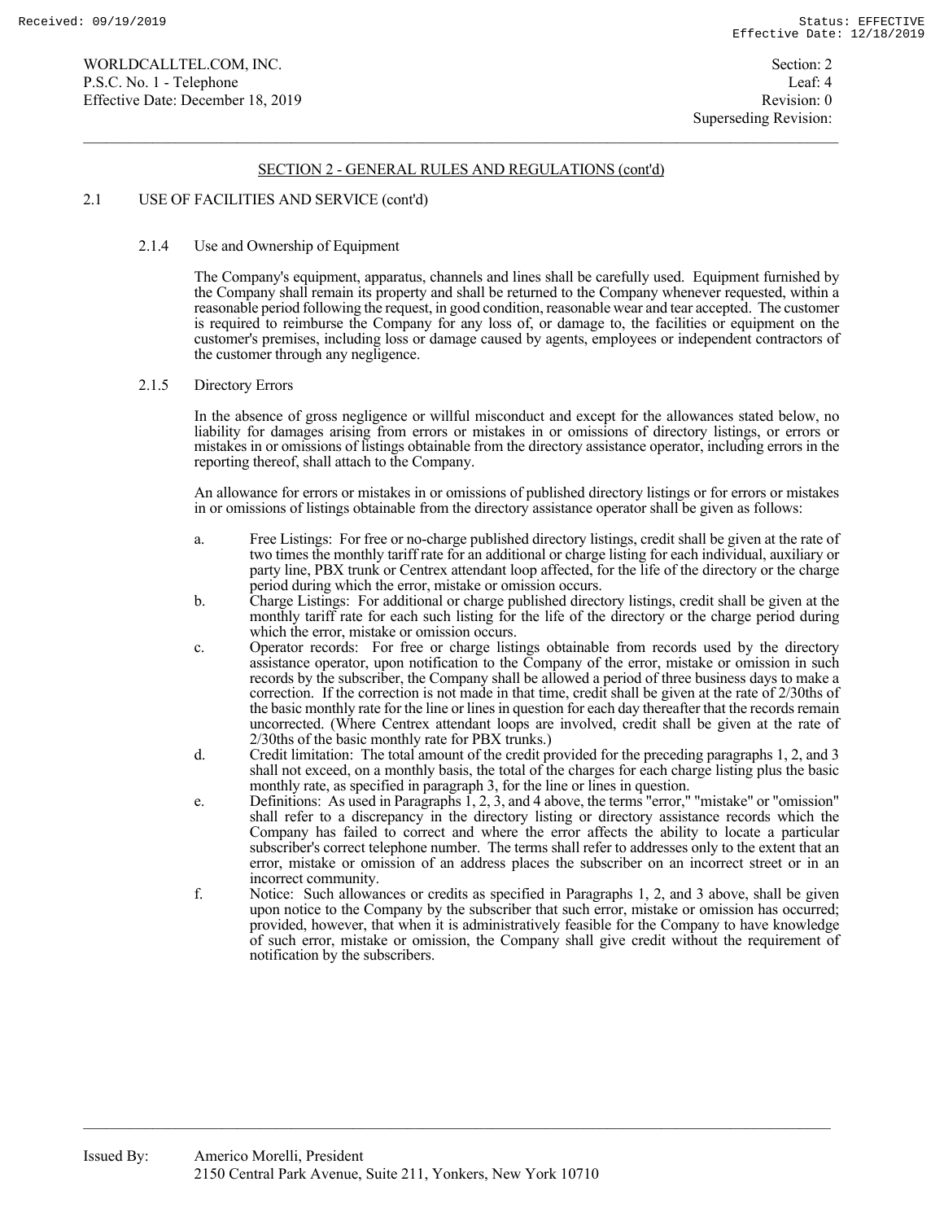## SECTION 2 - GENERAL RULES AND REGULATIONS (cont'd)

### 2.1 USE OF FACILITIES AND SERVICE (cont'd)

#### 2.1.4 Use and Ownership of Equipment

The Company's equipment, apparatus, channels and lines shall be carefully used. Equipment furnished by the Company shall remain its property and shall be returned to the Company whenever requested, within a reasonable period following the request, in good condition, reasonable wear and tear accepted. The customer is required to reimburse the Company for any loss of, or damage to, the facilities or equipment on the customer's premises, including loss or damage caused by agents, employees or independent contractors of the customer through any negligence.

#### 2.1.5 Directory Errors

In the absence of gross negligence or willful misconduct and except for the allowances stated below, no liability for damages arising from errors or mistakes in or omissions of directory listings, or errors or mistakes in or omissions of listings obtainable from the directory assistance operator, including errors in the reporting thereof, shall attach to the Company.

An allowance for errors or mistakes in or omissions of published directory listings or for errors or mistakes in or omissions of listings obtainable from the directory assistance operator shall be given as follows:

a. Free Listings: For free or no-charge published directory listings, credit shall be given at the rate of two times the monthly tariff rate for an additional or charge listing for each individual, auxiliary or party line, PBX trunk or Centrex attendant loop affected, for the life of the directory or the charge period during which the error, mistake or omission occurs.

b. Charge Listings: For additional or charge published directory listings, credit shall be given at the monthly tariff rate for each such listing for the life of the directory or the charge period during which the error, mistake or omission occurs.

c. Operator records: For free or charge listings obtainable from records used by the directory assistance operator, upon notification to the Company of the error, mistake or omission in such records by the subscriber, the Company shall be allowed a period of three business days to make a correction. If the correction is not made in that time, credit shall be given at the rate of 2/30ths of the basic monthly rate for the line or lines in question for each day thereafter that the records remain uncorrected. (Where Centrex attendant loops are involved, credit shall be given at the rate of 2/30ths of the basic monthly rate for PBX trunks.)

d. Credit limitation: The total amount of the credit provided for the preceding paragraphs 1, 2, and 3 shall not exceed, on a monthly basis, the total of the charges for each charge listing plus the basic monthly rate, as specified in paragraph 3, for the line or lines in question.

e. Definitions: As used in Paragraphs 1, 2, 3, and 4 above, the terms "error," "mistake" or "omission" shall refer to a discrepancy in the directory listing or directory assistance records which the Company has failed to correct and where the error affects the ability to locate a particular subscriber's correct telephone number. The terms shall refer to addresses only to the extent that an error, mistake or omission of an address places the subscriber on an incorrect street or in an incorrect community.

f. Notice: Such allowances or credits as specified in Paragraphs 1, 2, and 3 above, shall be given upon notice to the Company by the subscriber that such error, mistake or omission has occurred; provided, however, that when it is administratively feasible for the Company to have knowledge of such error, mistake or omission, the Company shall give credit without the requirement of notification by the subscribers.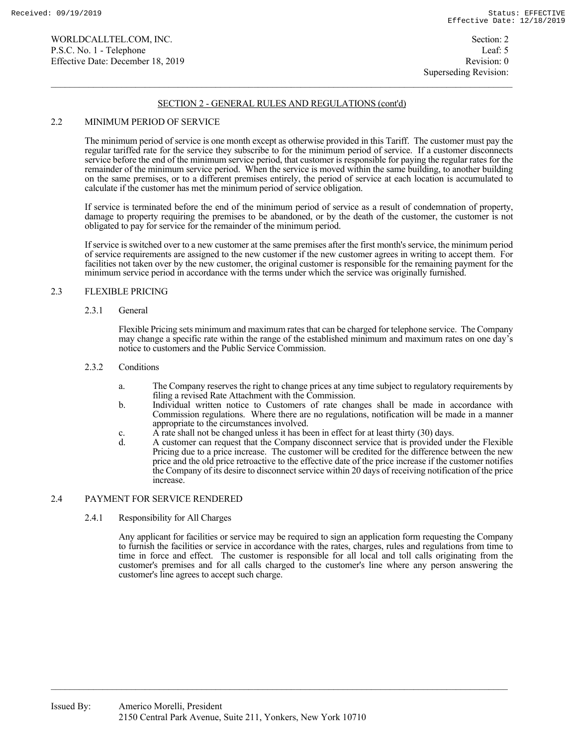## SECTION 2 - GENERAL RULES AND REGULATIONS (cont'd)

### 2.2 MINIMUM PERIOD OF SERVICE

The minimum period of service is one month except as otherwise provided in this Tariff. The customer must pay the regular tariffed rate for the service they subscribe to for the minimum period of service. If a customer disconnects service before the end of the minimum service period, that customer is responsible for paying the regular rates for the remainder of the minimum service period. When the service is moved within the same building, to another building on the same premises, or to a different premises entirely, the period of service at each location is accumulated to calculate if the customer has met the minimum period of service obligation.

If service is terminated before the end of the minimum period of service as a result of condemnation of property, damage to property requiring the premises to be abandoned, or by the death of the customer, the customer is not obligated to pay for service for the remainder of the minimum period.

If service is switched over to a new customer at the same premises after the first month's service, the minimum period of service requirements are assigned to the new customer if the new customer agrees in writing to accept them. For facilities not taken over by the new customer, the original customer is responsible for the remaining payment for the minimum service period in accordance with the terms under which the service was originally furnished.

### 2.3 FLEXIBLE PRICING

#### 2.3.1 General

Flexible Pricing sets minimum and maximum rates that can be charged for telephone service. The Company may change a specific rate within the range of the established minimum and maximum rates on one day's notice to customers and the Public Service Commission.

#### 2.3.2 Conditions

a. The Company reserves the right to change prices at any time subject to regulatory requirements by filing a revised Rate Attachment with the Commission.

b. Individual written notice to Customers of rate changes shall be made in accordance with Commission regulations. Where there are no regulations, notification will be made in a manner appropriate to the circumstances involved.

c. A rate shall not be changed unless it has been in effect for at least thirty (30) days.

d. A customer can request that the Company disconnect service that is provided under the Flexible Pricing due to a price increase. The customer will be credited for the difference between the new price and the old price retroactive to the effective date of the price increase if the customer notifies the Company of its desire to disconnect service within 20 days of receiving notification of the price increase.

### 2.4 PAYMENT FOR SERVICE RENDERED

#### 2.4.1 Responsibility for All Charges

Any applicant for facilities or service may be required to sign an application form requesting the Company to furnish the facilities or service in accordance with the rates, charges, rules and regulations from time to time in force and effect. The customer is responsible for all local and toll calls originating from the customer's premises and for all calls charged to the customer's line where any person answering the customer's line agrees to accept such charge.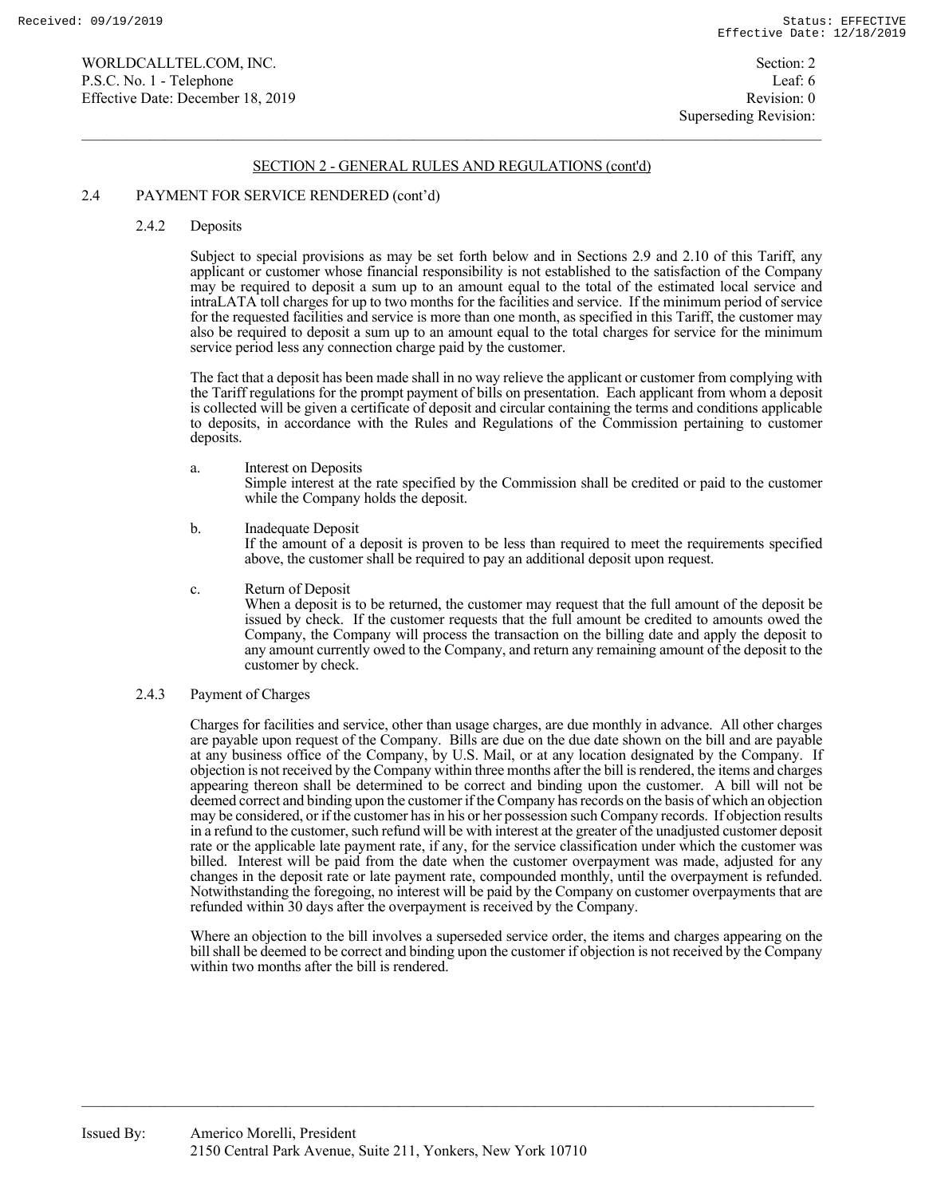## SECTION 2 - GENERAL RULES AND REGULATIONS (cont'd)

### 2.4 PAYMENT FOR SERVICE RENDERED (cont'd)

#### 2.4.2 Deposits

Subject to special provisions as may be set forth below and in Sections 2.9 and 2.10 of this Tariff, any applicant or customer whose financial responsibility is not established to the satisfaction of the Company may be required to deposit a sum up to an amount equal to the total of the estimated local service and intraLATA toll charges for up to two months for the facilities and service. If the minimum period of service for the requested facilities and service is more than one month, as specified in this Tariff, the customer may also be required to deposit a sum up to an amount equal to the total charges for service for the minimum service period less any connection charge paid by the customer.

The fact that a deposit has been made shall in no way relieve the applicant or customer from complying with the Tariff regulations for the prompt payment of bills on presentation. Each applicant from whom a deposit is collected will be given a certificate of deposit and circular containing the terms and conditions applicable to deposits, in accordance with the Rules and Regulations of the Commission pertaining to customer deposits.

a. Interest on Deposits
Simple interest at the rate specified by the Commission shall be credited or paid to the customer while the Company holds the deposit.

b. Inadequate Deposit
If the amount of a deposit is proven to be less than required to meet the requirements specified above, the customer shall be required to pay an additional deposit upon request.

c. Return of Deposit
When a deposit is to be returned, the customer may request that the full amount of the deposit be issued by check. If the customer requests that the full amount be credited to amounts owed the Company, the Company will process the transaction on the billing date and apply the deposit to any amount currently owed to the Company, and return any remaining amount of the deposit to the customer by check.

#### 2.4.3 Payment of Charges

Charges for facilities and service, other than usage charges, are due monthly in advance. All other charges are payable upon request of the Company. Bills are due on the due date shown on the bill and are payable at any business office of the Company, by U.S. Mail, or at any location designated by the Company. If objection is not received by the Company within three months after the bill is rendered, the items and charges appearing thereon shall be determined to be correct and binding upon the customer. A bill will not be deemed correct and binding upon the customer if the Company has records on the basis of which an objection may be considered, or if the customer has in his or her possession such Company records. If objection results in a refund to the customer, such refund will be with interest at the greater of the unadjusted customer deposit rate or the applicable late payment rate, if any, for the service classification under which the customer was billed. Interest will be paid from the date when the customer overpayment was made, adjusted for any changes in the deposit rate or late payment rate, compounded monthly, until the overpayment is refunded. Notwithstanding the foregoing, no interest will be paid by the Company on customer overpayments that are refunded within 30 days after the overpayment is received by the Company.

Where an objection to the bill involves a superseded service order, the items and charges appearing on the bill shall be deemed to be correct and binding upon the customer if objection is not received by the Company within two months after the bill is rendered.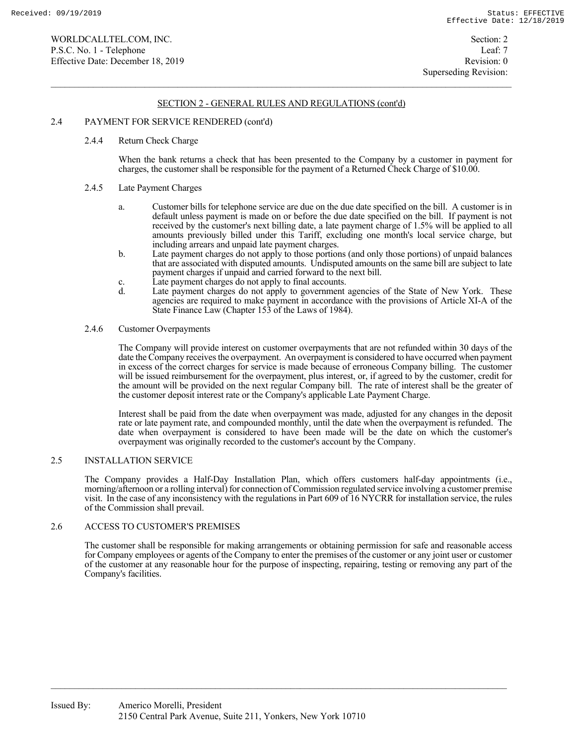## SECTION 2 - GENERAL RULES AND REGULATIONS (cont'd)

### 2.4 PAYMENT FOR SERVICE RENDERED (cont'd)

#### 2.4.4 Return Check Charge

When the bank returns a check that has been presented to the Company by a customer in payment for charges, the customer shall be responsible for the payment of a Returned Check Charge of $10.00.

#### 2.4.5 Late Payment Charges

a. Customer bills for telephone service are due on the due date specified on the bill. A customer is in default unless payment is made on or before the due date specified on the bill. If payment is not received by the customer's next billing date, a late payment charge of 1.5% will be applied to all amounts previously billed under this Tariff, excluding one month's local service charge, but including arrears and unpaid late payment charges.

b. Late payment charges do not apply to those portions (and only those portions) of unpaid balances that are associated with disputed amounts. Undisputed amounts on the same bill are subject to late payment charges if unpaid and carried forward to the next bill.

c. Late payment charges do not apply to final accounts.

d. Late payment charges do not apply to government agencies of the State of New York. These agencies are required to make payment in accordance with the provisions of Article XI-A of the State Finance Law (Chapter 153 of the Laws of 1984).

#### 2.4.6 Customer Overpayments

The Company will provide interest on customer overpayments that are not refunded within 30 days of the date the Company receives the overpayment. An overpayment is considered to have occurred when payment in excess of the correct charges for service is made because of erroneous Company billing. The customer will be issued reimbursement for the overpayment, plus interest, or, if agreed to by the customer, credit for the amount will be provided on the next regular Company bill. The rate of interest shall be the greater of the customer deposit interest rate or the Company's applicable Late Payment Charge.

Interest shall be paid from the date when overpayment was made, adjusted for any changes in the deposit rate or late payment rate, and compounded monthly, until the date when the overpayment is refunded. The date when overpayment is considered to have been made will be the date on which the customer's overpayment was originally recorded to the customer's account by the Company.

### 2.5 INSTALLATION SERVICE

The Company provides a Half-Day Installation Plan, which offers customers half-day appointments (i.e., morning/afternoon or a rolling interval) for connection of Commission regulated service involving a customer premise visit. In the case of any inconsistency with the regulations in Part 609 of 16 NYCRR for installation service, the rules of the Commission shall prevail.

### 2.6 ACCESS TO CUSTOMER'S PREMISES

The customer shall be responsible for making arrangements or obtaining permission for safe and reasonable access for Company employees or agents of the Company to enter the premises of the customer or any joint user or customer of the customer at any reasonable hour for the purpose of inspecting, repairing, testing or removing any part of the Company's facilities.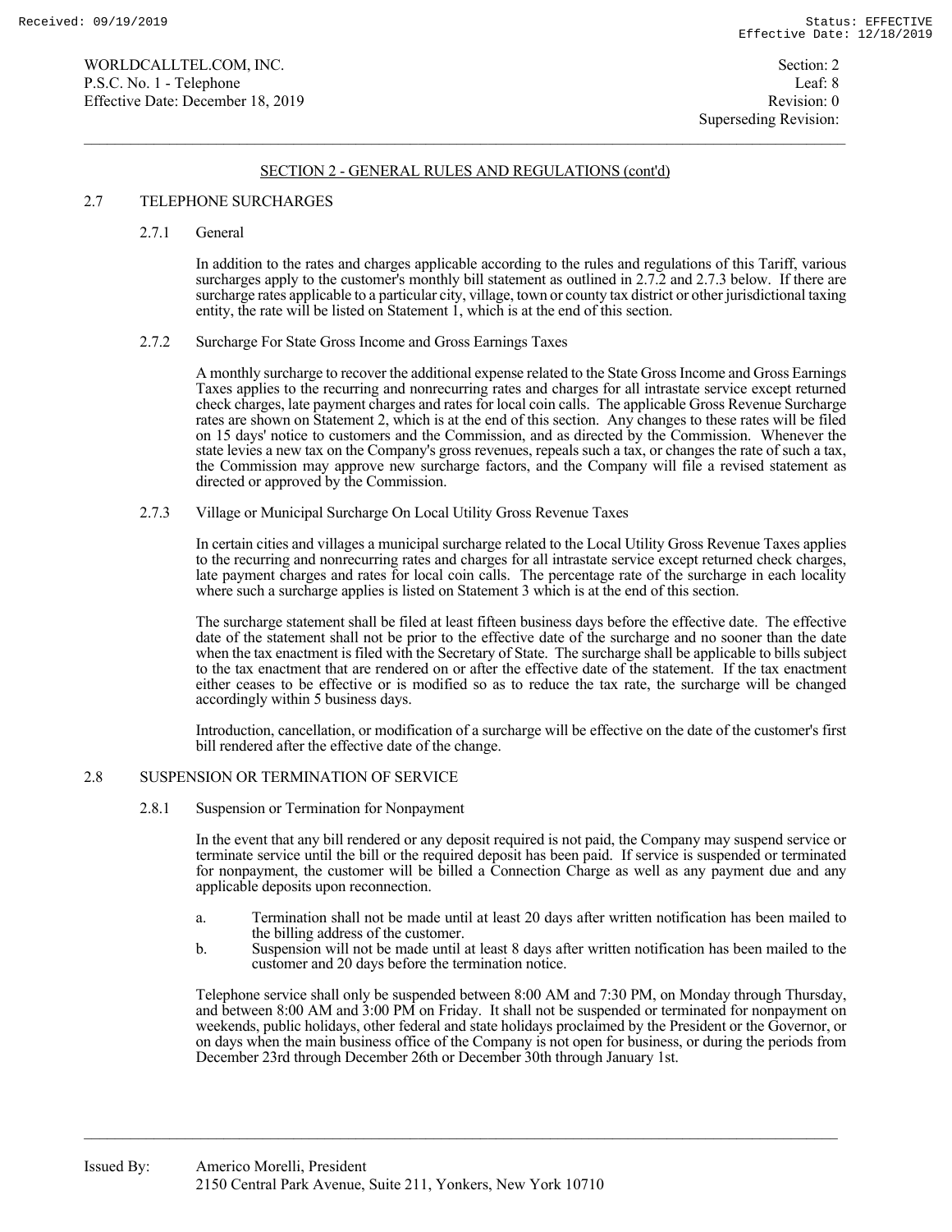## SECTION 2 - GENERAL RULES AND REGULATIONS (cont'd)

### 2.7 TELEPHONE SURCHARGES

#### 2.7.1 General

In addition to the rates and charges applicable according to the rules and regulations of this Tariff, various surcharges apply to the customer's monthly bill statement as outlined in 2.7.2 and 2.7.3 below. If there are surcharge rates applicable to a particular city, village, town or county tax district or other jurisdictional taxing entity, the rate will be listed on Statement 1, which is at the end of this section.

#### 2.7.2 Surcharge For State Gross Income and Gross Earnings Taxes

A monthly surcharge to recover the additional expense related to the State Gross Income and Gross Earnings Taxes applies to the recurring and nonrecurring rates and charges for all intrastate service except returned check charges, late payment charges and rates for local coin calls. The applicable Gross Revenue Surcharge rates are shown on Statement 2, which is at the end of this section. Any changes to these rates will be filed on 15 days' notice to customers and the Commission, and as directed by the Commission. Whenever the state levies a new tax on the Company's gross revenues, repeals such a tax, or changes the rate of such a tax, the Commission may approve new surcharge factors, and the Company will file a revised statement as directed or approved by the Commission.

#### 2.7.3 Village or Municipal Surcharge On Local Utility Gross Revenue Taxes

In certain cities and villages a municipal surcharge related to the Local Utility Gross Revenue Taxes applies to the recurring and nonrecurring rates and charges for all intrastate service except returned check charges, late payment charges and rates for local coin calls. The percentage rate of the surcharge in each locality where such a surcharge applies is listed on Statement 3 which is at the end of this section.

The surcharge statement shall be filed at least fifteen business days before the effective date. The effective date of the statement shall not be prior to the effective date of the surcharge and no sooner than the date when the tax enactment is filed with the Secretary of State. The surcharge shall be applicable to bills subject to the tax enactment that are rendered on or after the effective date of the statement. If the tax enactment either ceases to be effective or is modified so as to reduce the tax rate, the surcharge will be changed accordingly within 5 business days.

Introduction, cancellation, or modification of a surcharge will be effective on the date of the customer's first bill rendered after the effective date of the change.

### 2.8 SUSPENSION OR TERMINATION OF SERVICE

#### 2.8.1 Suspension or Termination for Nonpayment

In the event that any bill rendered or any deposit required is not paid, the Company may suspend service or terminate service until the bill or the required deposit has been paid. If service is suspended or terminated for nonpayment, the customer will be billed a Connection Charge as well as any payment due and any applicable deposits upon reconnection.

a. Termination shall not be made until at least 20 days after written notification has been mailed to the billing address of the customer.

b. Suspension will not be made until at least 8 days after written notification has been mailed to the customer and 20 days before the termination notice.

Telephone service shall only be suspended between 8:00 AM and 7:30 PM, on Monday through Thursday, and between 8:00 AM and 3:00 PM on Friday. It shall not be suspended or terminated for nonpayment on weekends, public holidays, other federal and state holidays proclaimed by the President or the Governor, or on days when the main business office of the Company is not open for business, or during the periods from December 23rd through December 26th or December 30th through January 1st.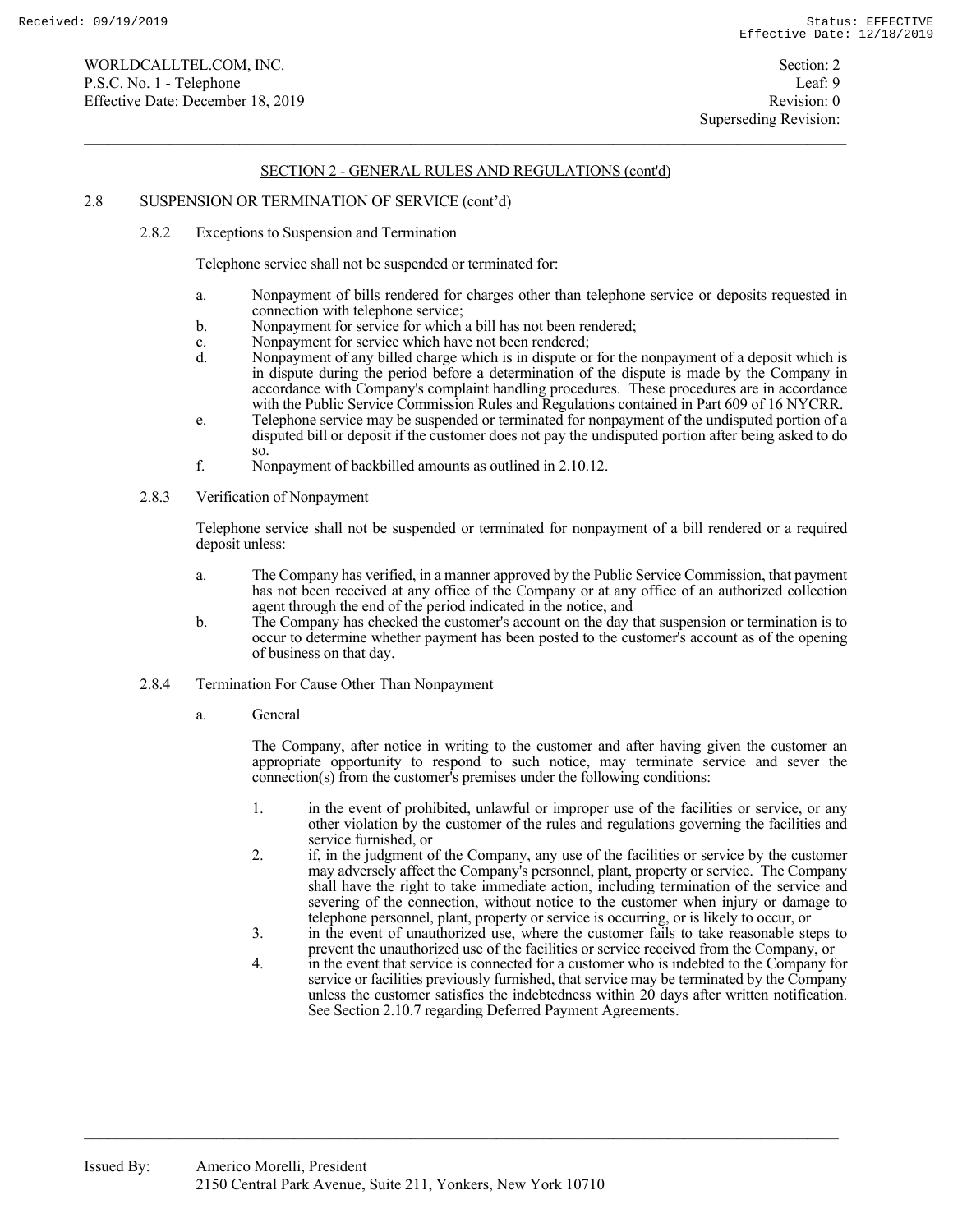## SECTION 2 - GENERAL RULES AND REGULATIONS (cont'd)

2.8 SUSPENSION OR TERMINATION OF SERVICE (cont'd)

2.8.2 Exceptions to Suspension and Termination

Telephone service shall not be suspended or terminated for:

a. Nonpayment of bills rendered for charges other than telephone service or deposits requested in connection with telephone service;
b. Nonpayment for service for which a bill has not been rendered;
c. Nonpayment for service which have not been rendered;
d. Nonpayment of any billed charge which is in dispute or for the nonpayment of a deposit which is in dispute during the period before a determination of the dispute is made by the Company in accordance with Company's complaint handling procedures. These procedures are in accordance with the Public Service Commission Rules and Regulations contained in Part 609 of 16 NYCRR.
e. Telephone service may be suspended or terminated for nonpayment of the undisputed portion of a disputed bill or deposit if the customer does not pay the undisputed portion after being asked to do so.
f. Nonpayment of backbilled amounts as outlined in 2.10.12.

2.8.3 Verification of Nonpayment

Telephone service shall not be suspended or terminated for nonpayment of a bill rendered or a required deposit unless:

a. The Company has verified, in a manner approved by the Public Service Commission, that payment has not been received at any office of the Company or at any office of an authorized collection agent through the end of the period indicated in the notice, and
b. The Company has checked the customer's account on the day that suspension or termination is to occur to determine whether payment has been posted to the customer's account as of the opening of business on that day.

2.8.4 Termination For Cause Other Than Nonpayment

a. General

The Company, after notice in writing to the customer and after having given the customer an appropriate opportunity to respond to such notice, may terminate service and sever the connection(s) from the customer's premises under the following conditions:

1. in the event of prohibited, unlawful or improper use of the facilities or service, or any other violation by the customer of the rules and regulations governing the facilities and service furnished, or
2. if, in the judgment of the Company, any use of the facilities or service by the customer may adversely affect the Company's personnel, plant, property or service. The Company shall have the right to take immediate action, including termination of the service and severing of the connection, without notice to the customer when injury or damage to telephone personnel, plant, property or service is occurring, or is likely to occur, or
3. in the event of unauthorized use, where the customer fails to take reasonable steps to prevent the unauthorized use of the facilities or service received from the Company, or
4. in the event that service is connected for a customer who is indebted to the Company for service or facilities previously furnished, that service may be terminated by the Company unless the customer satisfies the indebtedness within 20 days after written notification. See Section 2.10.7 regarding Deferred Payment Agreements.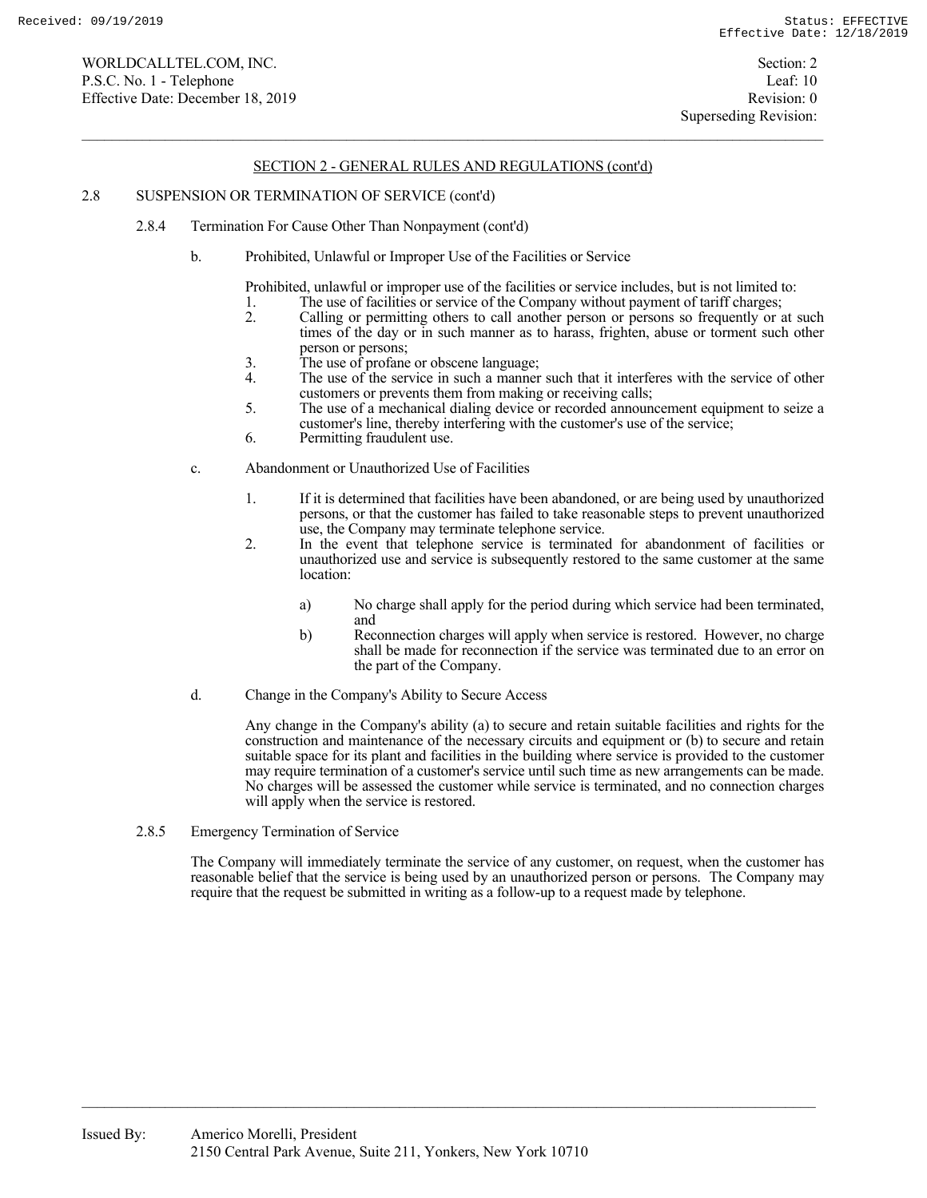## SECTION 2 - GENERAL RULES AND REGULATIONS (cont'd)

### 2.8 SUSPENSION OR TERMINATION OF SERVICE (cont'd)

#### 2.8.4 Termination For Cause Other Than Nonpayment (cont'd)

b. Prohibited, Unlawful or Improper Use of the Facilities or Service

Prohibited, unlawful or improper use of the facilities or service includes, but is not limited to:

1. The use of facilities or service of the Company without payment of tariff charges;
2. Calling or permitting others to call another person or persons so frequently or at such times of the day or in such manner as to harass, frighten, abuse or torment such other person or persons;
3. The use of profane or obscene language;
4. The use of the service in such a manner such that it interferes with the service of other customers or prevents them from making or receiving calls;
5. The use of a mechanical dialing device or recorded announcement equipment to seize a customer's line, thereby interfering with the customer's use of the service;
6. Permitting fraudulent use.

c. Abandonment or Unauthorized Use of Facilities

1. If it is determined that facilities have been abandoned, or are being used by unauthorized persons, or that the customer has failed to take reasonable steps to prevent unauthorized use, the Company may terminate telephone service.
2. In the event that telephone service is terminated for abandonment of facilities or unauthorized use and service is subsequently restored to the same customer at the same location:

   a) No charge shall apply for the period during which service had been terminated, and

   b) Reconnection charges will apply when service is restored. However, no charge shall be made for reconnection if the service was terminated due to an error on the part of the Company.

d. Change in the Company's Ability to Secure Access

Any change in the Company's ability (a) to secure and retain suitable facilities and rights for the construction and maintenance of the necessary circuits and equipment or (b) to secure and retain suitable space for its plant and facilities in the building where service is provided to the customer may require termination of a customer's service until such time as new arrangements can be made. No charges will be assessed the customer while service is terminated, and no connection charges will apply when the service is restored.

#### 2.8.5 Emergency Termination of Service

The Company will immediately terminate the service of any customer, on request, when the customer has reasonable belief that the service is being used by an unauthorized person or persons. The Company may require that the request be submitted in writing as a follow-up to a request made by telephone.

Issued By: Americo Morelli, President
2150 Central Park Avenue, Suite 211, Yonkers, New York 10710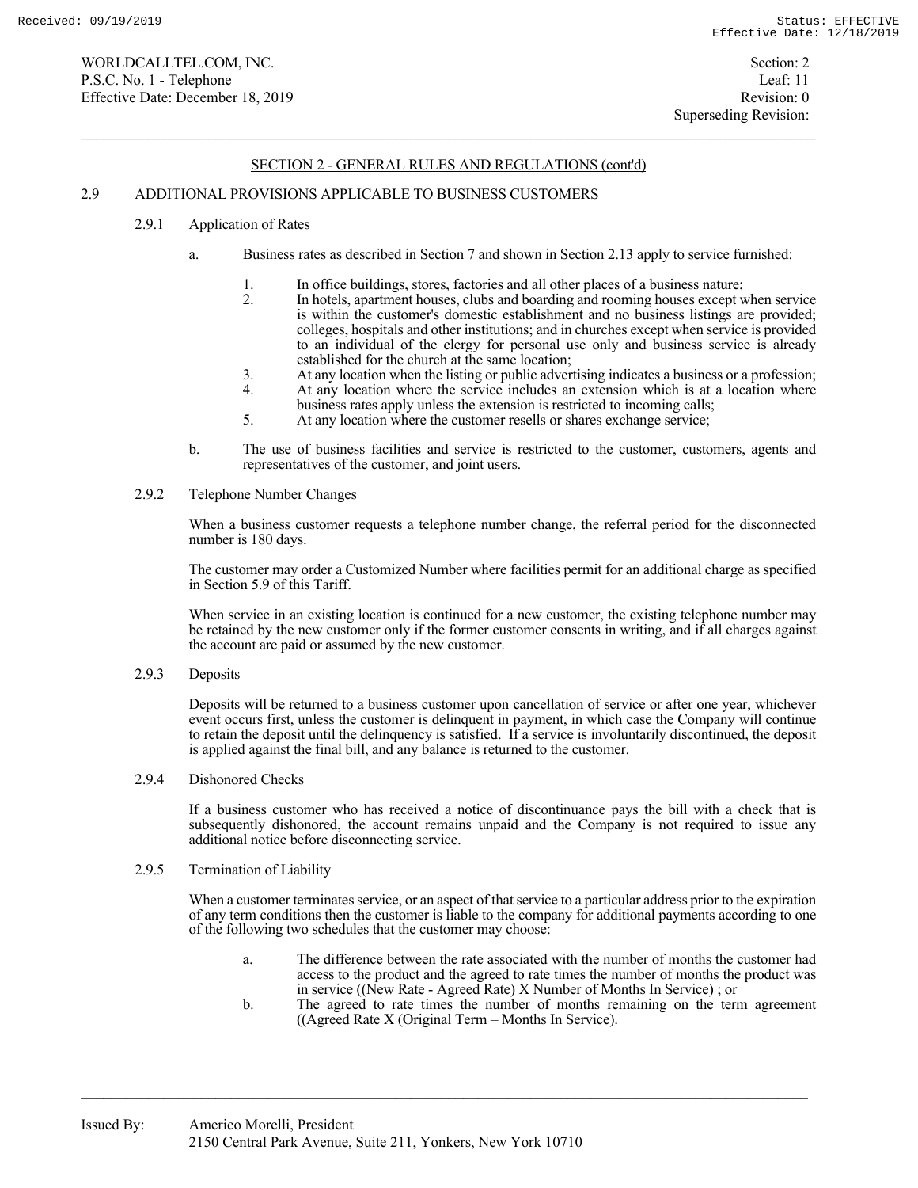## SECTION 2 - GENERAL RULES AND REGULATIONS (cont'd)

### 2.9 ADDITIONAL PROVISIONS APPLICABLE TO BUSINESS CUSTOMERS

#### 2.9.1 Application of Rates

a. Business rates as described in Section 7 and shown in Section 2.13 apply to service furnished:

1. In office buildings, stores, factories and all other places of a business nature;
2. In hotels, apartment houses, clubs and boarding and rooming houses except when service is within the customer's domestic establishment and no business listings are provided; colleges, hospitals and other institutions; and in churches except when service is provided to an individual of the clergy for personal use only and business service is already established for the church at the same location;
3. At any location when the listing or public advertising indicates a business or a profession;
4. At any location where the service includes an extension which is at a location where business rates apply unless the extension is restricted to incoming calls;
5. At any location where the customer resells or shares exchange service;

b. The use of business facilities and service is restricted to the customer, customers, agents and representatives of the customer, and joint users.

#### 2.9.2 Telephone Number Changes

When a business customer requests a telephone number change, the referral period for the disconnected number is 180 days.

The customer may order a Customized Number where facilities permit for an additional charge as specified in Section 5.9 of this Tariff.

When service in an existing location is continued for a new customer, the existing telephone number may be retained by the new customer only if the former customer consents in writing, and if all charges against the account are paid or assumed by the new customer.

#### 2.9.3 Deposits

Deposits will be returned to a business customer upon cancellation of service or after one year, whichever event occurs first, unless the customer is delinquent in payment, in which case the Company will continue to retain the deposit until the delinquency is satisfied. If a service is involuntarily discontinued, the deposit is applied against the final bill, and any balance is returned to the customer.

#### 2.9.4 Dishonored Checks

If a business customer who has received a notice of discontinuance pays the bill with a check that is subsequently dishonored, the account remains unpaid and the Company is not required to issue any additional notice before disconnecting service.

#### 2.9.5 Termination of Liability

When a customer terminates service, or an aspect of that service to a particular address prior to the expiration of any term conditions then the customer is liable to the company for additional payments according to one of the following two schedules that the customer may choose:

a. The difference between the rate associated with the number of months the customer had access to the product and the agreed to rate times the number of months the product was in service ((New Rate - Agreed Rate) X Number of Months In Service) ; or

b. The agreed to rate times the number of months remaining on the term agreement ((Agreed Rate X (Original Term – Months In Service).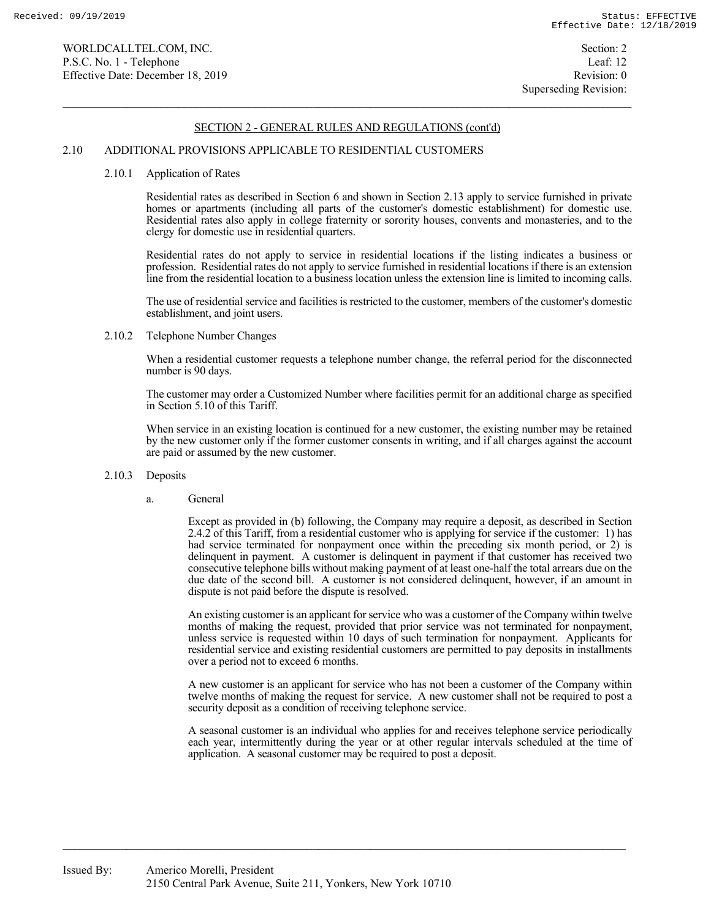## SECTION 2 - GENERAL RULES AND REGULATIONS (cont'd)

### 2.10 ADDITIONAL PROVISIONS APPLICABLE TO RESIDENTIAL CUSTOMERS

#### 2.10.1 Application of Rates

Residential rates as described in Section 6 and shown in Section 2.13 apply to service furnished in private homes or apartments (including all parts of the customer's domestic establishment) for domestic use. Residential rates also apply in college fraternity or sorority houses, convents and monasteries, and to the clergy for domestic use in residential quarters.

Residential rates do not apply to service in residential locations if the listing indicates a business or profession. Residential rates do not apply to service furnished in residential locations if there is an extension line from the residential location to a business location unless the extension line is limited to incoming calls.

The use of residential service and facilities is restricted to the customer, members of the customer's domestic establishment, and joint users.

#### 2.10.2 Telephone Number Changes

When a residential customer requests a telephone number change, the referral period for the disconnected number is 90 days.

The customer may order a Customized Number where facilities permit for an additional charge as specified in Section 5.10 of this Tariff.

When service in an existing location is continued for a new customer, the existing number may be retained by the new customer only if the former customer consents in writing, and if all charges against the account are paid or assumed by the new customer.

#### 2.10.3 Deposits

a. General

Except as provided in (b) following, the Company may require a deposit, as described in Section 2.4.2 of this Tariff, from a residential customer who is applying for service if the customer: 1) has had service terminated for nonpayment once within the preceding six month period, or 2) is delinquent in payment. A customer is delinquent in payment if that customer has received two consecutive telephone bills without making payment of at least one-half the total arrears due on the due date of the second bill. A customer is not considered delinquent, however, if an amount in dispute is not paid before the dispute is resolved.

An existing customer is an applicant for service who was a customer of the Company within twelve months of making the request, provided that prior service was not terminated for nonpayment, unless service is requested within 10 days of such termination for nonpayment. Applicants for residential service and existing residential customers are permitted to pay deposits in installments over a period not to exceed 6 months.

A new customer is an applicant for service who has not been a customer of the Company within twelve months of making the request for service. A new customer shall not be required to post a security deposit as a condition of receiving telephone service.

A seasonal customer is an individual who applies for and receives telephone service periodically each year, intermittently during the year or at other regular intervals scheduled at the time of application. A seasonal customer may be required to post a deposit.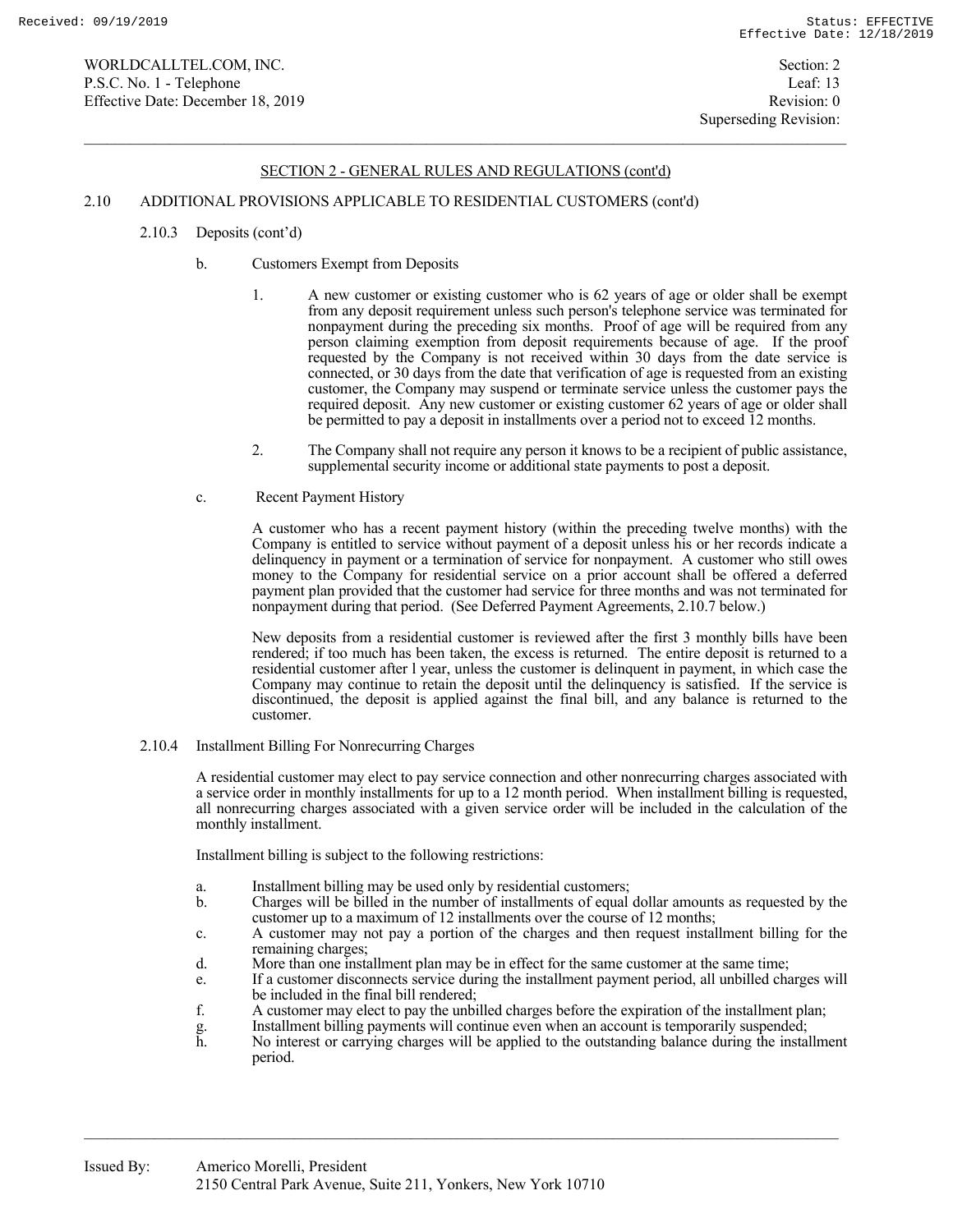## SECTION 2 - GENERAL RULES AND REGULATIONS (cont'd)

### 2.10 ADDITIONAL PROVISIONS APPLICABLE TO RESIDENTIAL CUSTOMERS (cont'd)

#### 2.10.3 Deposits (cont'd)

b. Customers Exempt from Deposits

1. A new customer or existing customer who is 62 years of age or older shall be exempt from any deposit requirement unless such person's telephone service was terminated for nonpayment during the preceding six months. Proof of age will be required from any person claiming exemption from deposit requirements because of age. If the proof requested by the Company is not received within 30 days from the date service is connected, or 30 days from the date that verification of age is requested from an existing customer, the Company may suspend or terminate service unless the customer pays the required deposit. Any new customer or existing customer 62 years of age or older shall be permitted to pay a deposit in installments over a period not to exceed 12 months.

2. The Company shall not require any person it knows to be a recipient of public assistance, supplemental security income or additional state payments to post a deposit.

c. Recent Payment History

A customer who has a recent payment history (within the preceding twelve months) with the Company is entitled to service without payment of a deposit unless his or her records indicate a delinquency in payment or a termination of service for nonpayment. A customer who still owes money to the Company for residential service on a prior account shall be offered a deferred payment plan provided that the customer had service for three months and was not terminated for nonpayment during that period. (See Deferred Payment Agreements, 2.10.7 below.)

New deposits from a residential customer is reviewed after the first 3 monthly bills have been rendered; if too much has been taken, the excess is returned. The entire deposit is returned to a residential customer after l year, unless the customer is delinquent in payment, in which case the Company may continue to retain the deposit until the delinquency is satisfied. If the service is discontinued, the deposit is applied against the final bill, and any balance is returned to the customer.

#### 2.10.4 Installment Billing For Nonrecurring Charges

A residential customer may elect to pay service connection and other nonrecurring charges associated with a service order in monthly installments for up to a 12 month period. When installment billing is requested, all nonrecurring charges associated with a given service order will be included in the calculation of the monthly installment.

Installment billing is subject to the following restrictions:

a. Installment billing may be used only by residential customers;
b. Charges will be billed in the number of installments of equal dollar amounts as requested by the customer up to a maximum of 12 installments over the course of 12 months;
c. A customer may not pay a portion of the charges and then request installment billing for the remaining charges;
d. More than one installment plan may be in effect for the same customer at the same time;
e. If a customer disconnects service during the installment payment period, all unbilled charges will be included in the final bill rendered;
f. A customer may elect to pay the unbilled charges before the expiration of the installment plan;
g. Installment billing payments will continue even when an account is temporarily suspended;
h. No interest or carrying charges will be applied to the outstanding balance during the installment period.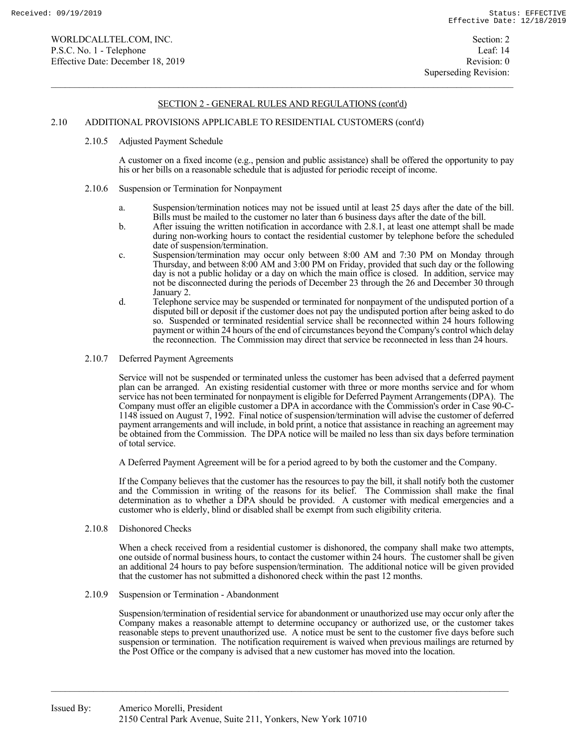## SECTION 2 - GENERAL RULES AND REGULATIONS (cont'd)

### 2.10 ADDITIONAL PROVISIONS APPLICABLE TO RESIDENTIAL CUSTOMERS (cont'd)

#### 2.10.5 Adjusted Payment Schedule

A customer on a fixed income (e.g., pension and public assistance) shall be offered the opportunity to pay his or her bills on a reasonable schedule that is adjusted for periodic receipt of income.

#### 2.10.6 Suspension or Termination for Nonpayment

a. Suspension/termination notices may not be issued until at least 25 days after the date of the bill. Bills must be mailed to the customer no later than 6 business days after the date of the bill.

b. After issuing the written notification in accordance with 2.8.1, at least one attempt shall be made during non-working hours to contact the residential customer by telephone before the scheduled date of suspension/termination.

c. Suspension/termination may occur only between 8:00 AM and 7:30 PM on Monday through Thursday, and between 8:00 AM and 3:00 PM on Friday, provided that such day or the following day is not a public holiday or a day on which the main office is closed. In addition, service may not be disconnected during the periods of December 23 through the 26 and December 30 through January 2.

d. Telephone service may be suspended or terminated for nonpayment of the undisputed portion of a disputed bill or deposit if the customer does not pay the undisputed portion after being asked to do so. Suspended or terminated residential service shall be reconnected within 24 hours following payment or within 24 hours of the end of circumstances beyond the Company's control which delay the reconnection. The Commission may direct that service be reconnected in less than 24 hours.

#### 2.10.7 Deferred Payment Agreements

Service will not be suspended or terminated unless the customer has been advised that a deferred payment plan can be arranged. An existing residential customer with three or more months service and for whom service has not been terminated for nonpayment is eligible for Deferred Payment Arrangements (DPA). The Company must offer an eligible customer a DPA in accordance with the Commission's order in Case 90-C-1148 issued on August 7, 1992. Final notice of suspension/termination will advise the customer of deferred payment arrangements and will include, in bold print, a notice that assistance in reaching an agreement may be obtained from the Commission. The DPA notice will be mailed no less than six days before termination of total service.

A Deferred Payment Agreement will be for a period agreed to by both the customer and the Company.

If the Company believes that the customer has the resources to pay the bill, it shall notify both the customer and the Commission in writing of the reasons for its belief. The Commission shall make the final determination as to whether a DPA should be provided. A customer with medical emergencies and a customer who is elderly, blind or disabled shall be exempt from such eligibility criteria.

#### 2.10.8 Dishonored Checks

When a check received from a residential customer is dishonored, the company shall make two attempts, one outside of normal business hours, to contact the customer within 24 hours. The customer shall be given an additional 24 hours to pay before suspension/termination. The additional notice will be given provided that the customer has not submitted a dishonored check within the past 12 months.

#### 2.10.9 Suspension or Termination - Abandonment

Suspension/termination of residential service for abandonment or unauthorized use may occur only after the Company makes a reasonable attempt to determine occupancy or authorized use, or the customer takes reasonable steps to prevent unauthorized use. A notice must be sent to the customer five days before such suspension or termination. The notification requirement is waived when previous mailings are returned by the Post Office or the company is advised that a new customer has moved into the location.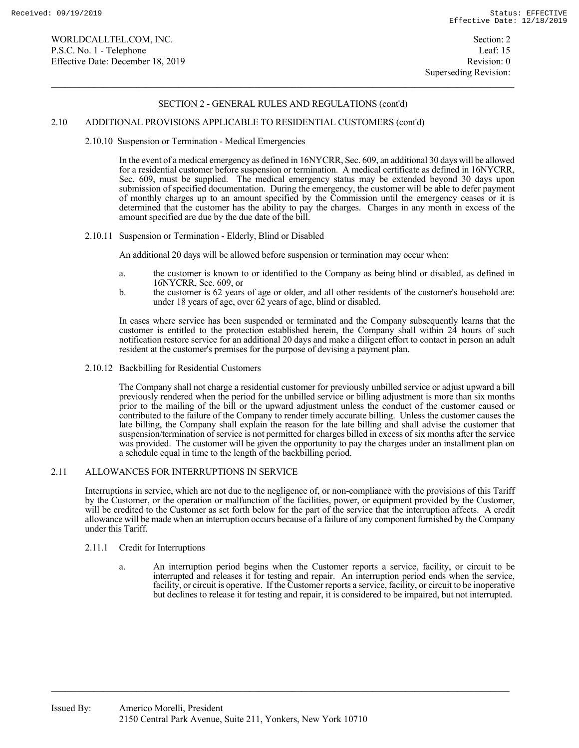## SECTION 2 - GENERAL RULES AND REGULATIONS (cont'd)

### 2.10 ADDITIONAL PROVISIONS APPLICABLE TO RESIDENTIAL CUSTOMERS (cont'd)

#### 2.10.10 Suspension or Termination - Medical Emergencies

In the event of a medical emergency as defined in 16NYCRR, Sec. 609, an additional 30 days will be allowed for a residential customer before suspension or termination. A medical certificate as defined in 16NYCRR, Sec. 609, must be supplied. The medical emergency status may be extended beyond 30 days upon submission of specified documentation. During the emergency, the customer will be able to defer payment of monthly charges up to an amount specified by the Commission until the emergency ceases or it is determined that the customer has the ability to pay the charges. Charges in any month in excess of the amount specified are due by the due date of the bill.

#### 2.10.11 Suspension or Termination - Elderly, Blind or Disabled

An additional 20 days will be allowed before suspension or termination may occur when:

a. the customer is known to or identified to the Company as being blind or disabled, as defined in 16NYCRR, Sec. 609, or

b. the customer is 62 years of age or older, and all other residents of the customer's household are: under 18 years of age, over 62 years of age, blind or disabled.

In cases where service has been suspended or terminated and the Company subsequently learns that the customer is entitled to the protection established herein, the Company shall within 24 hours of such notification restore service for an additional 20 days and make a diligent effort to contact in person an adult resident at the customer's premises for the purpose of devising a payment plan.

#### 2.10.12 Backbilling for Residential Customers

The Company shall not charge a residential customer for previously unbilled service or adjust upward a bill previously rendered when the period for the unbilled service or billing adjustment is more than six months prior to the mailing of the bill or the upward adjustment unless the conduct of the customer caused or contributed to the failure of the Company to render timely accurate billing. Unless the customer causes the late billing, the Company shall explain the reason for the late billing and shall advise the customer that suspension/termination of service is not permitted for charges billed in excess of six months after the service was provided. The customer will be given the opportunity to pay the charges under an installment plan on a schedule equal in time to the length of the backbilling period.

### 2.11 ALLOWANCES FOR INTERRUPTIONS IN SERVICE

Interruptions in service, which are not due to the negligence of, or non-compliance with the provisions of this Tariff by the Customer, or the operation or malfunction of the facilities, power, or equipment provided by the Customer, will be credited to the Customer as set forth below for the part of the service that the interruption affects. A credit allowance will be made when an interruption occurs because of a failure of any component furnished by the Company under this Tariff.

#### 2.11.1 Credit for Interruptions

a. An interruption period begins when the Customer reports a service, facility, or circuit to be interrupted and releases it for testing and repair. An interruption period ends when the service, facility, or circuit is operative. If the Customer reports a service, facility, or circuit to be inoperative but declines to release it for testing and repair, it is considered to be impaired, but not interrupted.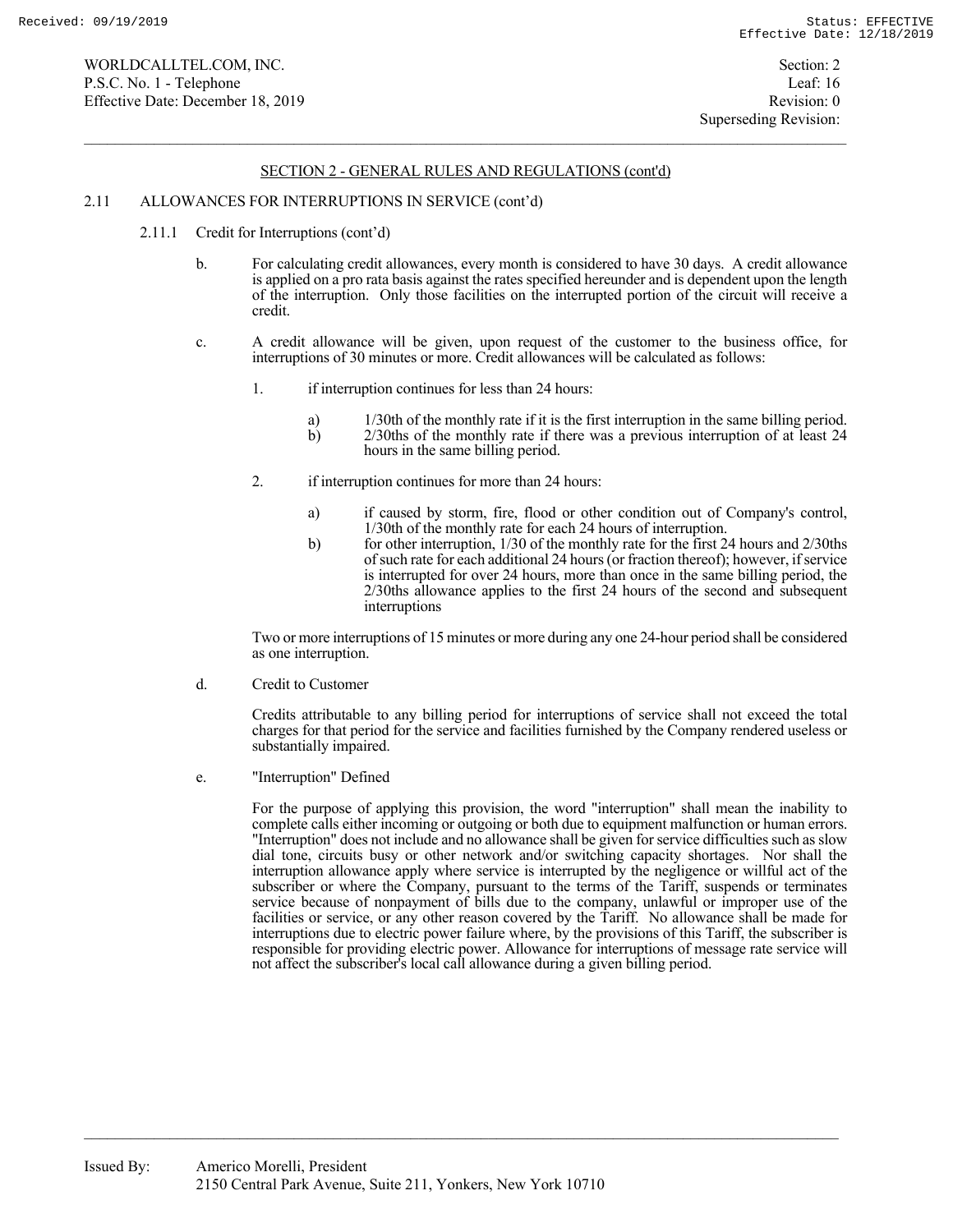## SECTION 2 - GENERAL RULES AND REGULATIONS (cont'd)

2.11 ALLOWANCES FOR INTERRUPTIONS IN SERVICE (cont'd)

2.11.1 Credit for Interruptions (cont'd)

b. For calculating credit allowances, every month is considered to have 30 days. A credit allowance is applied on a pro rata basis against the rates specified hereunder and is dependent upon the length of the interruption. Only those facilities on the interrupted portion of the circuit will receive a credit.

c. A credit allowance will be given, upon request of the customer to the business office, for interruptions of 30 minutes or more. Credit allowances will be calculated as follows:

1. if interruption continues for less than 24 hours:

   a) 1/30th of the monthly rate if it is the first interruption in the same billing period.
   
   b) 2/30ths of the monthly rate if there was a previous interruption of at least 24 hours in the same billing period.

2. if interruption continues for more than 24 hours:

   a) if caused by storm, fire, flood or other condition out of Company's control, 1/30th of the monthly rate for each 24 hours of interruption.
   
   b) for other interruption, 1/30 of the monthly rate for the first 24 hours and 2/30ths of such rate for each additional 24 hours (or fraction thereof); however, if service is interrupted for over 24 hours, more than once in the same billing period, the 2/30ths allowance applies to the first 24 hours of the second and subsequent interruptions

Two or more interruptions of 15 minutes or more during any one 24-hour period shall be considered as one interruption.

d. Credit to Customer

Credits attributable to any billing period for interruptions of service shall not exceed the total charges for that period for the service and facilities furnished by the Company rendered useless or substantially impaired.

e. "Interruption" Defined

For the purpose of applying this provision, the word "interruption" shall mean the inability to complete calls either incoming or outgoing or both due to equipment malfunction or human errors. "Interruption" does not include and no allowance shall be given for service difficulties such as slow dial tone, circuits busy or other network and/or switching capacity shortages. Nor shall the interruption allowance apply where service is interrupted by the negligence or willful act of the subscriber or where the Company, pursuant to the terms of the Tariff, suspends or terminates service because of nonpayment of bills due to the company, unlawful or improper use of the facilities or service, or any other reason covered by the Tariff. No allowance shall be made for interruptions due to electric power failure where, by the provisions of this Tariff, the subscriber is responsible for providing electric power. Allowance for interruptions of message rate service will not affect the subscriber's local call allowance during a given billing period.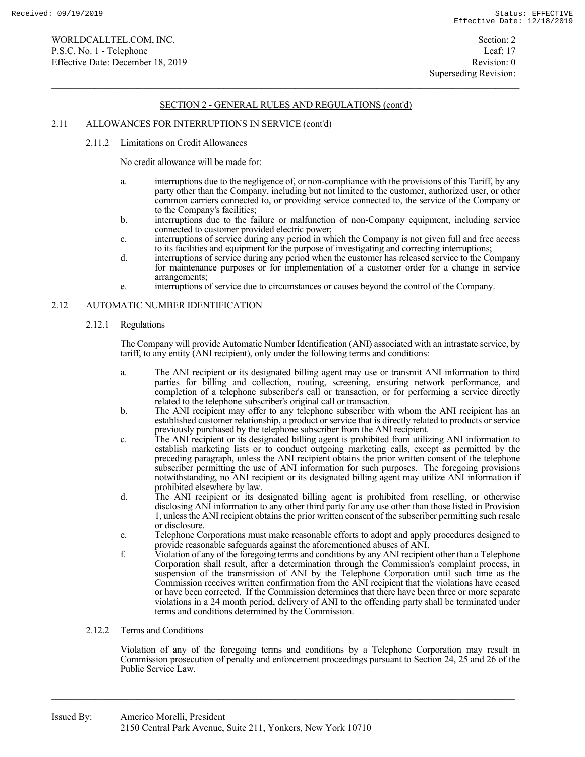## SECTION 2 - GENERAL RULES AND REGULATIONS (cont'd)

### 2.11 ALLOWANCES FOR INTERRUPTIONS IN SERVICE (cont'd)

#### 2.11.2 Limitations on Credit Allowances

No credit allowance will be made for:

a. interruptions due to the negligence of, or non-compliance with the provisions of this Tariff, by any party other than the Company, including but not limited to the customer, authorized user, or other common carriers connected to, or providing service connected to, the service of the Company or to the Company's facilities;

b. interruptions due to the failure or malfunction of non-Company equipment, including service connected to customer provided electric power;

c. interruptions of service during any period in which the Company is not given full and free access to its facilities and equipment for the purpose of investigating and correcting interruptions;

d. interruptions of service during any period when the customer has released service to the Company for maintenance purposes or for implementation of a customer order for a change in service arrangements;

e. interruptions of service due to circumstances or causes beyond the control of the Company.

### 2.12 AUTOMATIC NUMBER IDENTIFICATION

#### 2.12.1 Regulations

The Company will provide Automatic Number Identification (ANI) associated with an intrastate service, by tariff, to any entity (ANI recipient), only under the following terms and conditions:

a. The ANI recipient or its designated billing agent may use or transmit ANI information to third parties for billing and collection, routing, screening, ensuring network performance, and completion of a telephone subscriber's call or transaction, or for performing a service directly related to the telephone subscriber's original call or transaction.

b. The ANI recipient may offer to any telephone subscriber with whom the ANI recipient has an established customer relationship, a product or service that is directly related to products or service previously purchased by the telephone subscriber from the ANI recipient.

c. The ANI recipient or its designated billing agent is prohibited from utilizing ANI information to establish marketing lists or to conduct outgoing marketing calls, except as permitted by the preceding paragraph, unless the ANI recipient obtains the prior written consent of the telephone subscriber permitting the use of ANI information for such purposes. The foregoing provisions notwithstanding, no ANI recipient or its designated billing agent may utilize ANI information if prohibited elsewhere by law.

d. The ANI recipient or its designated billing agent is prohibited from reselling, or otherwise disclosing ANI information to any other third party for any use other than those listed in Provision 1, unless the ANI recipient obtains the prior written consent of the subscriber permitting such resale or disclosure.

e. Telephone Corporations must make reasonable efforts to adopt and apply procedures designed to provide reasonable safeguards against the aforementioned abuses of ANI.

f. Violation of any of the foregoing terms and conditions by any ANI recipient other than a Telephone Corporation shall result, after a determination through the Commission's complaint process, in suspension of the transmission of ANI by the Telephone Corporation until such time as the Commission receives written confirmation from the ANI recipient that the violations have ceased or have been corrected. If the Commission determines that there have been three or more separate violations in a 24 month period, delivery of ANI to the offending party shall be terminated under terms and conditions determined by the Commission.

#### 2.12.2 Terms and Conditions

Violation of any of the foregoing terms and conditions by a Telephone Corporation may result in Commission prosecution of penalty and enforcement proceedings pursuant to Section 24, 25 and 26 of the Public Service Law.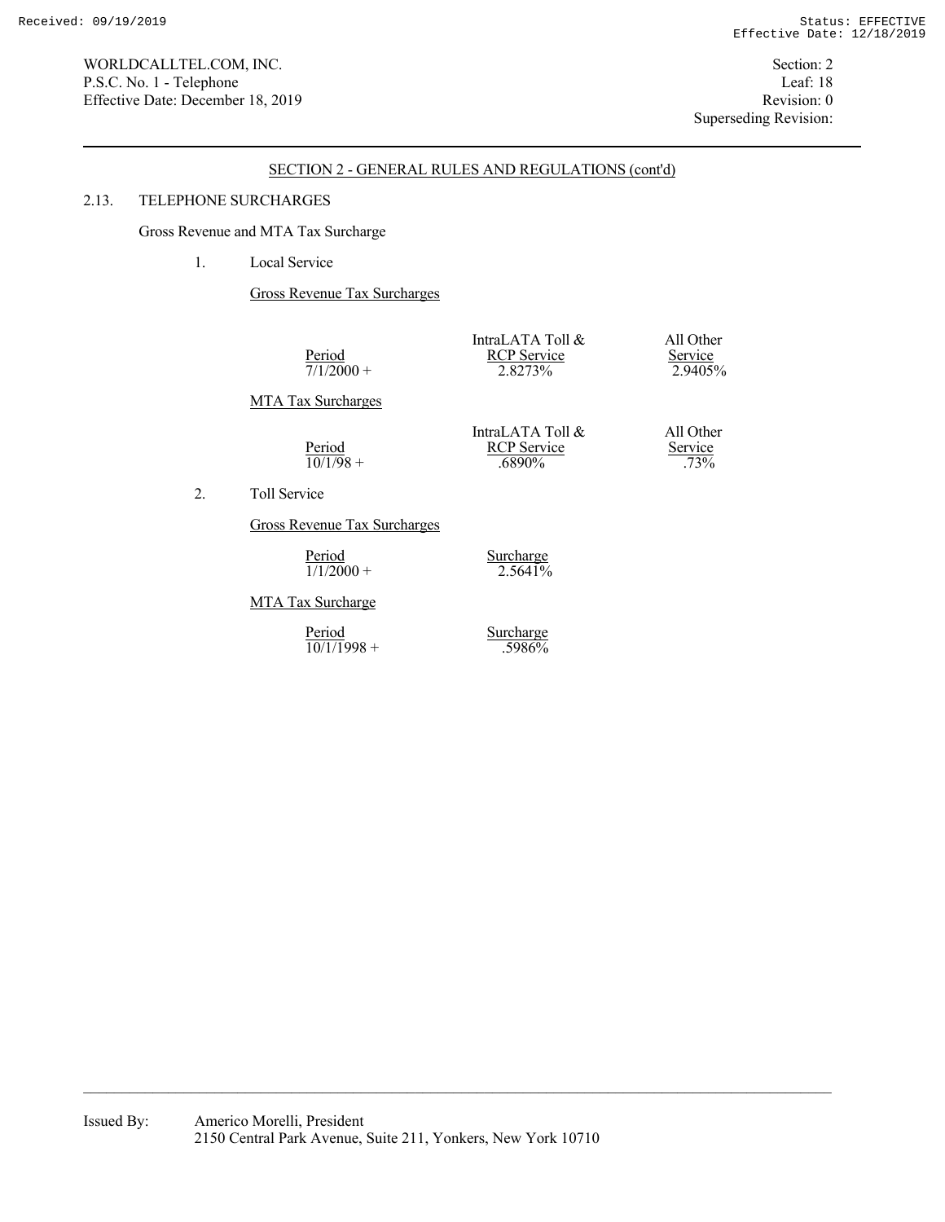WORLDCALLTEL.COM, INC.
P.S.C. No. 1 - Telephone
Effective Date: December 18, 2019

Section: 2
Leaf: 18
Revision: 0
Superseding Revision:

## SECTION 2 - GENERAL RULES AND REGULATIONS (cont'd)

### 2.13. TELEPHONE SURCHARGES

Gross Revenue and MTA Tax Surcharge

1. Local Service

   Gross Revenue Tax Surcharges

   | Period | IntraLATA Toll & RCP Service | All Other Service |
   | --- | --- | --- |
   | 7/1/2000 + | 2.8273% | 2.9405% |

   MTA Tax Surcharges

   | Period | IntraLATA Toll & RCP Service | All Other Service |
   | --- | --- | --- |
   | 10/1/98 + | .6890% | .73% |

2. Toll Service

   Gross Revenue Tax Surcharges

   | Period | Surcharge |
   | --- | --- |
   | 1/1/2000 + | 2.5641% |

   MTA Tax Surcharge

   | Period | Surcharge |
   | --- | --- |
   | 10/1/1998 + | .5986% |

Issued By: Americo Morelli, President
2150 Central Park Avenue, Suite 211, Yonkers, New York 10710